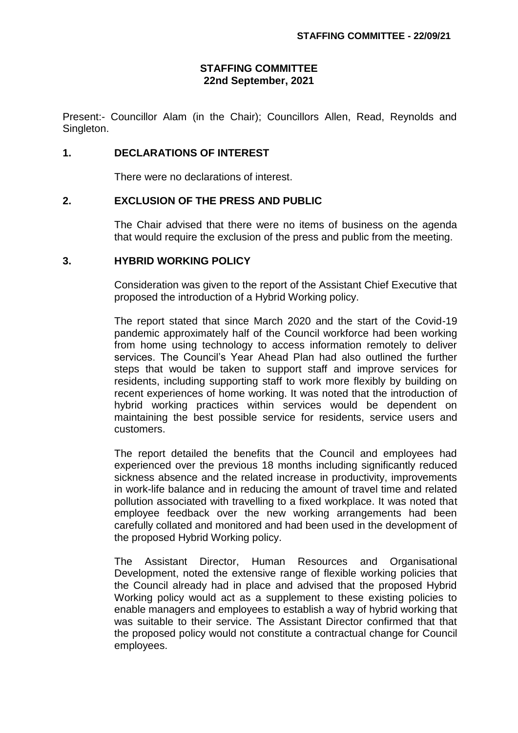# STAFFING COMMITTEE
## 22nd September, 2021

Present:- Councillor Alam (in the Chair); Councillors Allen, Read, Reynolds and Singleton.

### 1. DECLARATIONS OF INTEREST

There were no declarations of interest.

### 2. EXCLUSION OF THE PRESS AND PUBLIC

The Chair advised that there were no items of business on the agenda that would require the exclusion of the press and public from the meeting.

### 3. HYBRID WORKING POLICY

Consideration was given to the report of the Assistant Chief Executive that proposed the introduction of a Hybrid Working policy.

The report stated that since March 2020 and the start of the Covid-19 pandemic approximately half of the Council workforce had been working from home using technology to access information remotely to deliver services. The Council's Year Ahead Plan had also outlined the further steps that would be taken to support staff and improve services for residents, including supporting staff to work more flexibly by building on recent experiences of home working. It was noted that the introduction of hybrid working practices within services would be dependent on maintaining the best possible service for residents, service users and customers.

The report detailed the benefits that the Council and employees had experienced over the previous 18 months including significantly reduced sickness absence and the related increase in productivity, improvements in work-life balance and in reducing the amount of travel time and related pollution associated with travelling to a fixed workplace. It was noted that employee feedback over the new working arrangements had been carefully collated and monitored and had been used in the development of the proposed Hybrid Working policy.

The Assistant Director, Human Resources and Organisational Development, noted the extensive range of flexible working policies that the Council already had in place and advised that the proposed Hybrid Working policy would act as a supplement to these existing policies to enable managers and employees to establish a way of hybrid working that was suitable to their service. The Assistant Director confirmed that that the proposed policy would not constitute a contractual change for Council employees.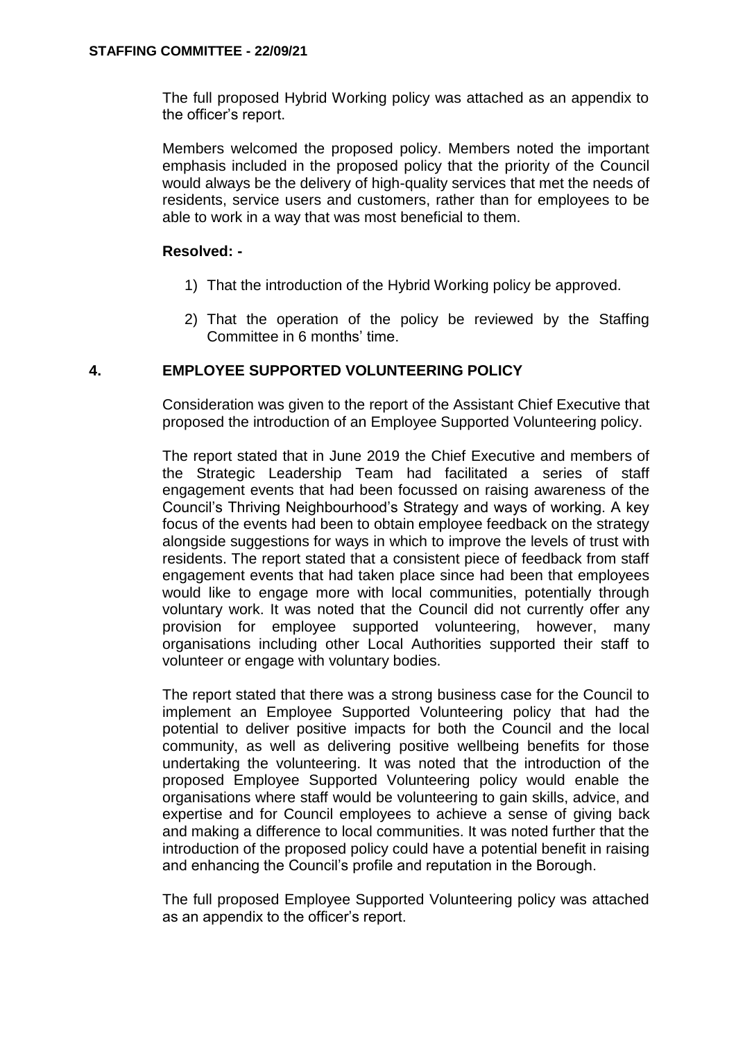The full proposed Hybrid Working policy was attached as an appendix to the officer's report.

Members welcomed the proposed policy. Members noted the important emphasis included in the proposed policy that the priority of the Council would always be the delivery of high-quality services that met the needs of residents, service users and customers, rather than for employees to be able to work in a way that was most beneficial to them.

**Resolved: -**

1) That the introduction of the Hybrid Working policy be approved.

2) That the operation of the policy be reviewed by the Staffing Committee in 6 months' time.

## 4. EMPLOYEE SUPPORTED VOLUNTEERING POLICY

Consideration was given to the report of the Assistant Chief Executive that proposed the introduction of an Employee Supported Volunteering policy.

The report stated that in June 2019 the Chief Executive and members of the Strategic Leadership Team had facilitated a series of staff engagement events that had been focussed on raising awareness of the Council's Thriving Neighbourhood's Strategy and ways of working. A key focus of the events had been to obtain employee feedback on the strategy alongside suggestions for ways in which to improve the levels of trust with residents. The report stated that a consistent piece of feedback from staff engagement events that had taken place since had been that employees would like to engage more with local communities, potentially through voluntary work. It was noted that the Council did not currently offer any provision for employee supported volunteering, however, many organisations including other Local Authorities supported their staff to volunteer or engage with voluntary bodies.

The report stated that there was a strong business case for the Council to implement an Employee Supported Volunteering policy that had the potential to deliver positive impacts for both the Council and the local community, as well as delivering positive wellbeing benefits for those undertaking the volunteering. It was noted that the introduction of the proposed Employee Supported Volunteering policy would enable the organisations where staff would be volunteering to gain skills, advice, and expertise and for Council employees to achieve a sense of giving back and making a difference to local communities. It was noted further that the introduction of the proposed policy could have a potential benefit in raising and enhancing the Council's profile and reputation in the Borough.

The full proposed Employee Supported Volunteering policy was attached as an appendix to the officer's report.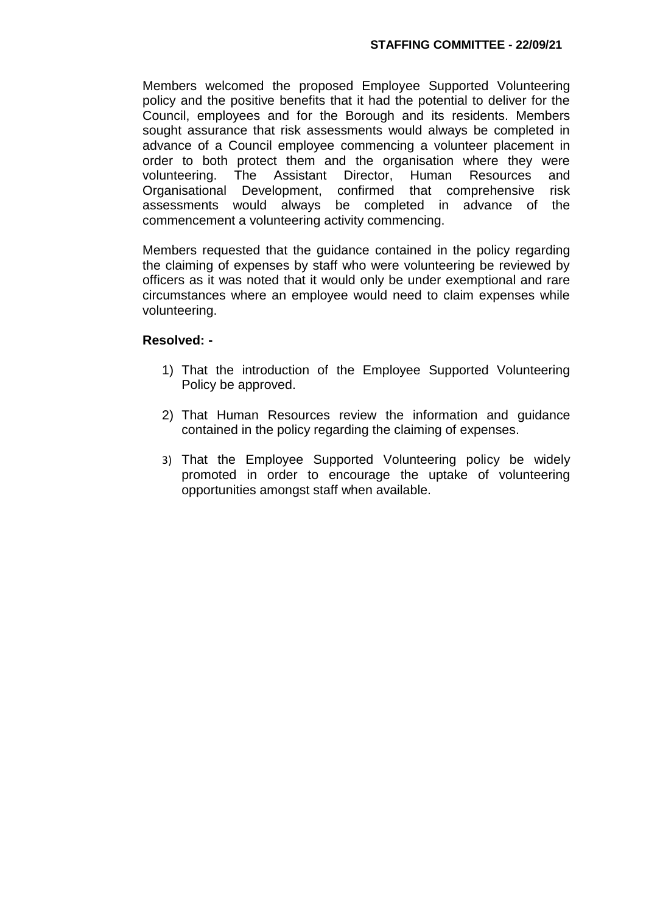Members welcomed the proposed Employee Supported Volunteering policy and the positive benefits that it had the potential to deliver for the Council, employees and for the Borough and its residents. Members sought assurance that risk assessments would always be completed in advance of a Council employee commencing a volunteer placement in order to both protect them and the organisation where they were volunteering. The Assistant Director, Human Resources and Organisational Development, confirmed that comprehensive risk assessments would always be completed in advance of the commencement a volunteering activity commencing.

Members requested that the guidance contained in the policy regarding the claiming of expenses by staff who were volunteering be reviewed by officers as it was noted that it would only be under exemptional and rare circumstances where an employee would need to claim expenses while volunteering.

**Resolved: -**

1) That the introduction of the Employee Supported Volunteering Policy be approved.

2) That Human Resources review the information and guidance contained in the policy regarding the claiming of expenses.

3) That the Employee Supported Volunteering policy be widely promoted in order to encourage the uptake of volunteering opportunities amongst staff when available.